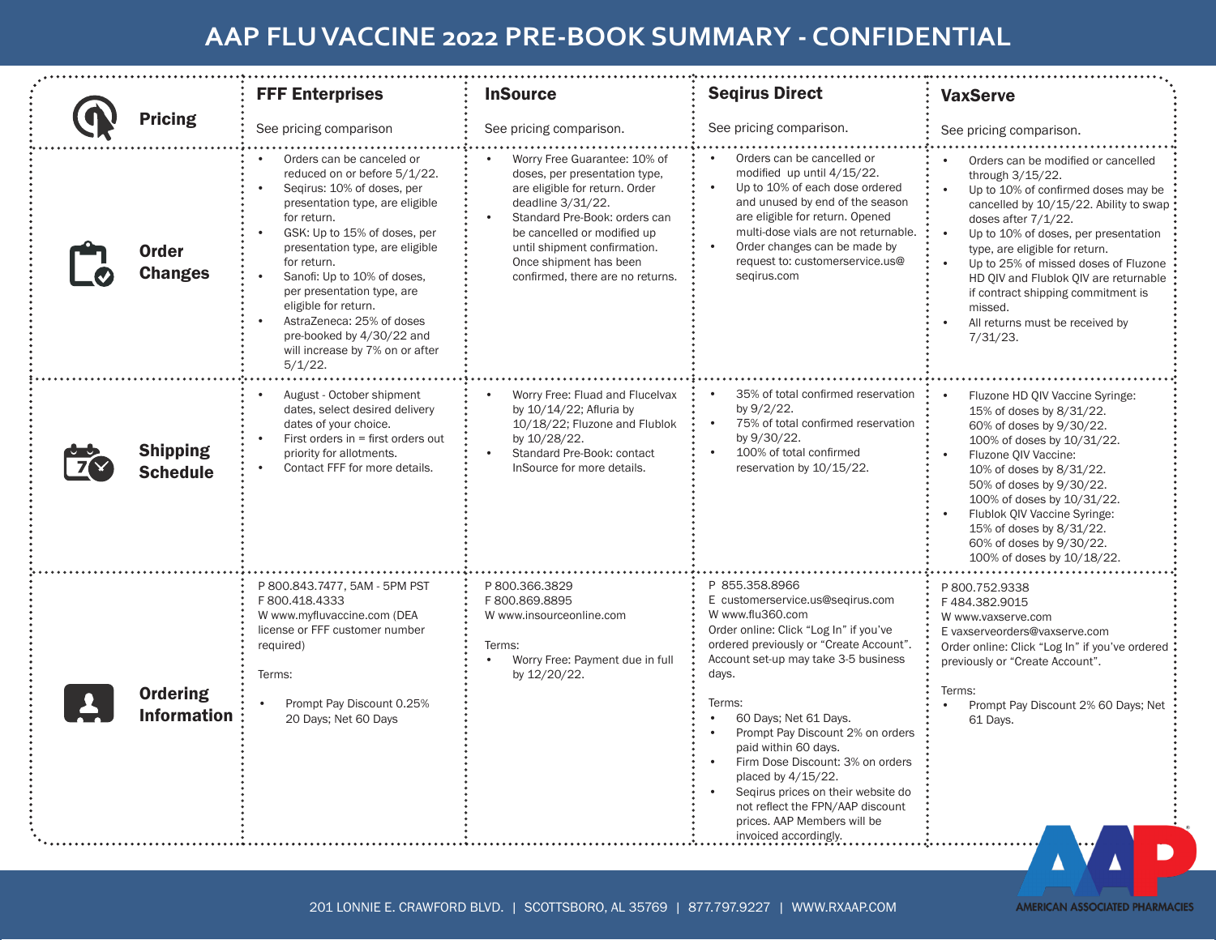# AAP FLU VACCINE 2022 PRE-BOOK SUMMARY - CONFIDENTIAL

| | FFF Enterprises | InSource | Seqirus Direct | VaxServe |
|---|---|---|---|---|
| **Pricing** | See pricing comparison | See pricing comparison. | See pricing comparison. | See pricing comparison. |
| **Order Changes** | • Orders can be canceled or reduced on or before 5/1/22.<br>• Seqirus: 10% of doses, per presentation type, are eligible for return.<br>• GSK: Up to 15% of doses, per presentation type, are eligible for return.<br>• Sanofi: Up to 10% of doses, per presentation type, are eligible for return.<br>• AstraZeneca: 25% of doses pre-booked by 4/30/22 and will increase by 7% on or after 5/1/22. | • Worry Free Guarantee: 10% of doses, per presentation type, are eligible for return. Order deadline 3/31/22.<br>• Standard Pre-Book: orders can be cancelled or modified up until shipment confirmation. Once shipment has been confirmed, there are no returns. | • Orders can be cancelled or modified up until 4/15/22.<br>• Up to 10% of each dose ordered and unused by end of the season are eligible for return. Opened multi-dose vials are not returnable.<br>• Order changes can be made by request to: customerservice.us@seqirus.com | • Orders can be modified or cancelled through 3/15/22.<br>• Up to 10% of confirmed doses may be cancelled by 10/15/22. Ability to swap doses after 7/1/22.<br>• Up to 10% of doses, per presentation type, are eligible for return.<br>• Up to 25% of missed doses of Fluzone HD QIV and Flublok QIV are returnable if contract shipping commitment is missed.<br>• All returns must be received by 7/31/23. |
| **Shipping Schedule** | • August - October shipment dates, select desired delivery dates of your choice.<br>• First orders in = first orders out priority for allotments.<br>• Contact FFF for more details. | • Worry Free: Fluad and Flucelvax by 10/14/22; Afluria by 10/18/22; Fluzone and Flublok by 10/28/22.<br>• Standard Pre-Book: contact InSource for more details. | • 35% of total confirmed reservation by 9/2/22.<br>• 75% of total confirmed reservation by 9/30/22.<br>• 100% of total confirmed reservation by 10/15/22. | • Fluzone HD QIV Vaccine Syringe: 15% of doses by 8/31/22. 60% of doses by 9/30/22. 100% of doses by 10/31/22.<br>• Fluzone QIV Vaccine: 10% of doses by 8/31/22. 50% of doses by 9/30/22. 100% of doses by 10/31/22.<br>• Flublok QIV Vaccine Syringe: 15% of doses by 8/31/22. 60% of doses by 9/30/22. 100% of doses by 10/18/22. |
| **Ordering Information** | P 800.843.7477, 5AM - 5PM PST<br>F 800.418.4333<br>W www.myfluvaccine.com (DEA license or FFF customer number required)<br><br>Terms:<br>• Prompt Pay Discount 0.25% 20 Days; Net 60 Days | P 800.366.3829<br>F 800.869.8895<br>W www.insourceonline.com<br><br>Terms:<br>• Worry Free: Payment due in full by 12/20/22. | P 855.358.8966<br>E customerservice.us@seqirus.com<br>W www.flu360.com<br>Order online: Click "Log In" if you've ordered previously or "Create Account". Account set-up may take 3-5 business days.<br><br>Terms:<br>• 60 Days; Net 61 Days.<br>• Prompt Pay Discount 2% on orders paid within 60 days.<br>• Firm Dose Discount: 3% on orders placed by 4/15/22.<br>• Seqirus prices on their website do not reflect the FPN/AAP discount prices. AAP Members will be invoiced accordingly. | P 800.752.9338<br>F 484.382.9015<br>W www.vaxserve.com<br>E vaxserveorders@vaxserve.com<br>Order online: Click "Log In" if you've ordered previously or "Create Account".<br><br>Terms:<br>• Prompt Pay Discount 2% 60 Days; Net 61 Days. |

201 LONNIE E. CRAWFORD BLVD. | SCOTTSBORO, AL 35769 | 877.797.9227 | WWW.RXAAP.COM

AMERICAN ASSOCIATED PHARMACIES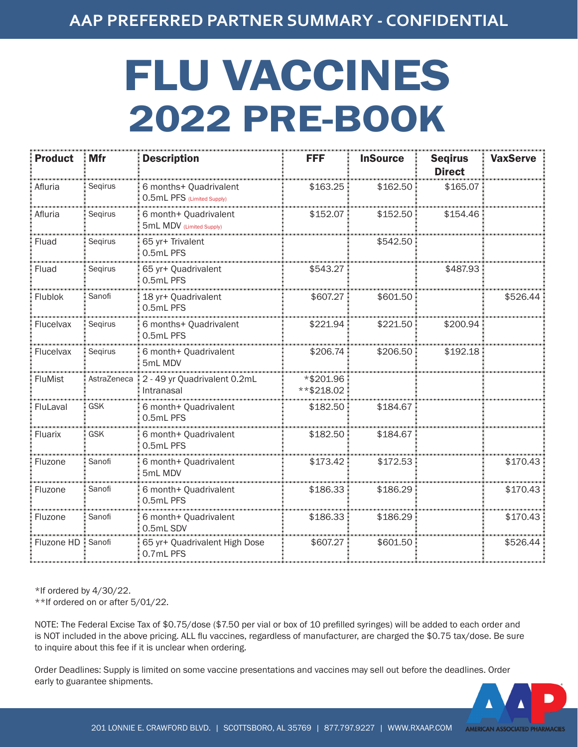# FLU VACCINES
# 2022 PRE-BOOK

| Product | Mfr | Description | FFF | InSource | Seqirus Direct | VaxServe |
|---|---|---|---|---|---|---|
| Afluria | Seqirus | 6 months+ Quadrivalent 0.5mL PFS (Limited Supply) | $163.25 | $162.50 | $165.07 | |
| Afluria | Seqirus | 6 month+ Quadrivalent 5mL MDV (Limited Supply) | $152.07 | $152.50 | $154.46 | |
| Fluad | Seqirus | 65 yr+ Trivalent 0.5mL PFS | | $542.50 | | |
| Fluad | Seqirus | 65 yr+ Quadrivalent 0.5mL PFS | $543.27 | | $487.93 | |
| Flublok | Sanofi | 18 yr+ Quadrivalent 0.5mL PFS | $607.27 | $601.50 | | $526.44 |
| Flucelvax | Seqirus | 6 months+ Quadrivalent 0.5mL PFS | $221.94 | $221.50 | $200.94 | |
| Flucelvax | Seqirus | 6 month+ Quadrivalent 5mL MDV | $206.74 | $206.50 | $192.18 | |
| FluMist | AstraZeneca | 2 - 49 yr Quadrivalent 0.2mL Intranasal | *$201.96 **$218.02 | | | |
| FluLaval | GSK | 6 month+ Quadrivalent 0.5mL PFS | $182.50 | $184.67 | | |
| Fluarix | GSK | 6 month+ Quadrivalent 0.5mL PFS | $182.50 | $184.67 | | |
| Fluzone | Sanofi | 6 month+ Quadrivalent 5mL MDV | $173.42 | $172.53 | | $170.43 |
| Fluzone | Sanofi | 6 month+ Quadrivalent 0.5mL PFS | $186.33 | $186.29 | | $170.43 |
| Fluzone | Sanofi | 6 month+ Quadrivalent 0.5mL SDV | $186.33 | $186.29 | | $170.43 |
| Fluzone HD | Sanofi | 65 yr+ Quadrivalent High Dose 0.7mL PFS | $607.27 | $601.50 | | $526.44 |

*If ordered by 4/30/22.
**If ordered on or after 5/01/22.

NOTE: The Federal Excise Tax of $0.75/dose ($7.50 per vial or box of 10 prefilled syringes) will be added to each order and is NOT included in the above pricing. ALL flu vaccines, regardless of manufacturer, are charged the $0.75 tax/dose. Be sure to inquire about this fee if it is unclear when ordering.

Order Deadlines: Supply is limited on some vaccine presentations and vaccines may sell out before the deadlines. Order early to guarantee shipments.